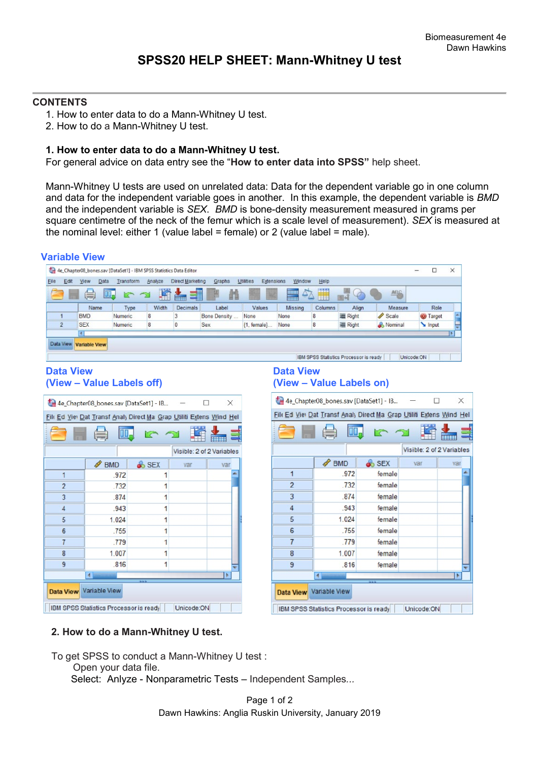Biomeasurement 4e
Dawn Hawkins

# SPSS20 HELP SHEET: Mann-Whitney U test

## CONTENTS

1. How to enter data to do a Mann-Whitney U test.
2. How to do a Mann-Whitney U test.

### 1. How to enter data to do a Mann-Whitney U test.

For general advice on data entry see the "**How to enter data into SPSS"** help sheet.

Mann-Whitney U tests are used on unrelated data: Data for the dependent variable go in one column and data for the independent variable goes in another. In this example, the dependent variable is *BMD* and the independent variable is *SEX*. *BMD* is bone-density measurement measured in grams per square centimetre of the neck of the femur which is a scale level of measurement). *SEX* is measured at the nominal level: either 1 (value label = female) or 2 (value label = male).

**Variable View**

| | Name | Type | Width | Decimals | Label | Values | Missing | Columns | Align | Measure | Role |
|---|---|---|---|---|---|---|---|---|---|---|---|
| 1 | BMD | Numeric | 8 | 3 | Bone Density ... | None | None | 8 | Right | Scale | Target |
| 2 | SEX | Numeric | 8 | 0 | Sex | {1, female}... | None | 8 | Right | Nominal | Input |

**Data View**
**(View – Value Labels off)**

| | BMD | SEX | var | var |
|---|---|---|---|---|
| 1 | .972 | 1 | | |
| 2 | .732 | 1 | | |
| 3 | .874 | 1 | | |
| 4 | .943 | 1 | | |
| 5 | 1.024 | 1 | | |
| 6 | .755 | 1 | | |
| 7 | .779 | 1 | | |
| 8 | 1.007 | 1 | | |
| 9 | .816 | 1 | | |

**Data View**
**(View – Value Labels on)**

| | BMD | SEX | var | var |
|---|---|---|---|---|
| 1 | .972 | female | | |
| 2 | .732 | female | | |
| 3 | .874 | female | | |
| 4 | .943 | female | | |
| 5 | 1.024 | female | | |
| 6 | .755 | female | | |
| 7 | .779 | female | | |
| 8 | 1.007 | female | | |
| 9 | .816 | female | | |

### 2. How to do a Mann-Whitney U test.

To get SPSS to conduct a Mann-Whitney U test :
Open your data file.
Select: Anlyze - Nonparametric Tests – Independent Samples...

Dawn Hawkins: Anglia Ruskin University, January 2019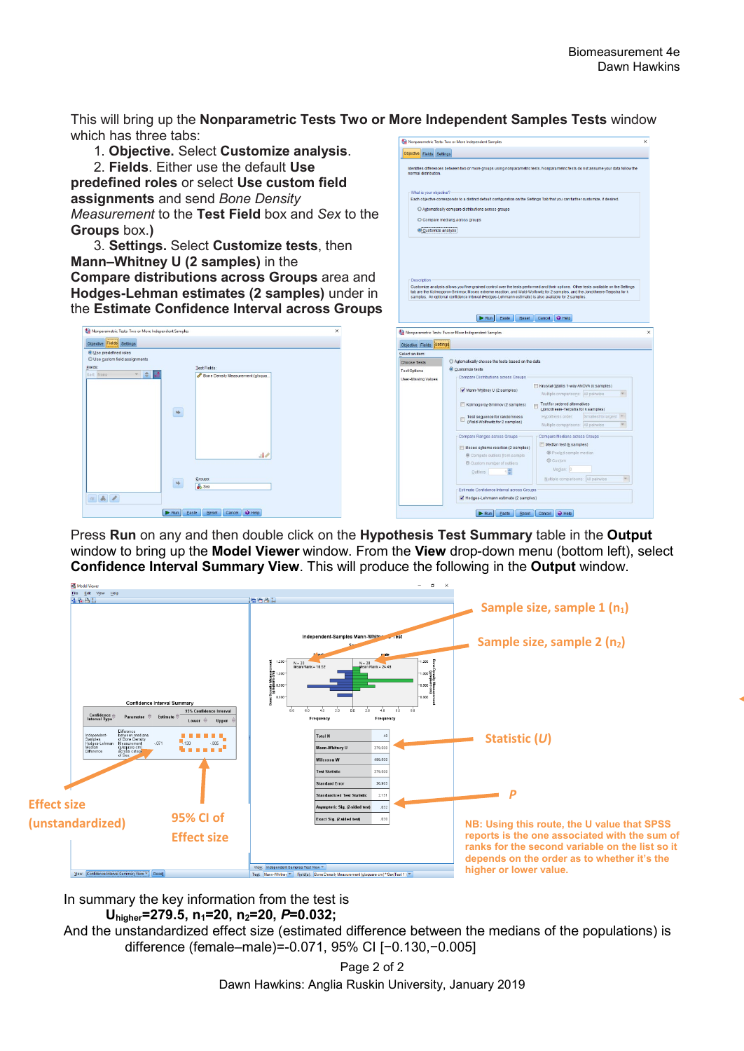This will bring up the **Nonparametric Tests Two or More Independent Samples Tests** window which has three tabs:

1. **Objective.** Select **Customize analysis**.
2. **Fields**. Either use the default **Use predefined roles** or select **Use custom field assignments** and send *Bone Density Measurement* to the **Test Field** box and *Sex* to the **Groups** box.)
3. **Settings.** Select **Customize tests**, then **Mann–Whitney U (2 samples)** in the **Compare distributions across Groups** area and **Hodges-Lehman estimates (2 samples)** under in the **Estimate Confidence Interval across Groups**

Press **Run** on any and then double click on the **Hypothesis Test Summary** table in the **Output** window to bring up the **Model Viewer** window. From the **View** drop-down menu (bottom left), select **Confidence Interval Summary View**. This will produce the following in the **Output** window.

Sample size, sample 1 ($n_1$)

Sample size, sample 2 ($n_2$)

Statistic ($U$)

$P$

Effect size (unstandardized)

95% CI of Effect size

NB: Using this route, the U value that SPSS reports is the one associated with the sum of ranks for the second variable on the list so it depends on the order as to whether it's the higher or lower value.

In summary the key information from the test is

**$U_{higher}$=279.5, $n_1$=20, $n_2$=20, $P$=0.032;**

And the unstandardized effect size (estimated difference between the medians of the populations) is difference (female–male)=-0.071, 95% CI [−0.130,−0.005]

Dawn Hawkins: Anglia Ruskin University, January 2019